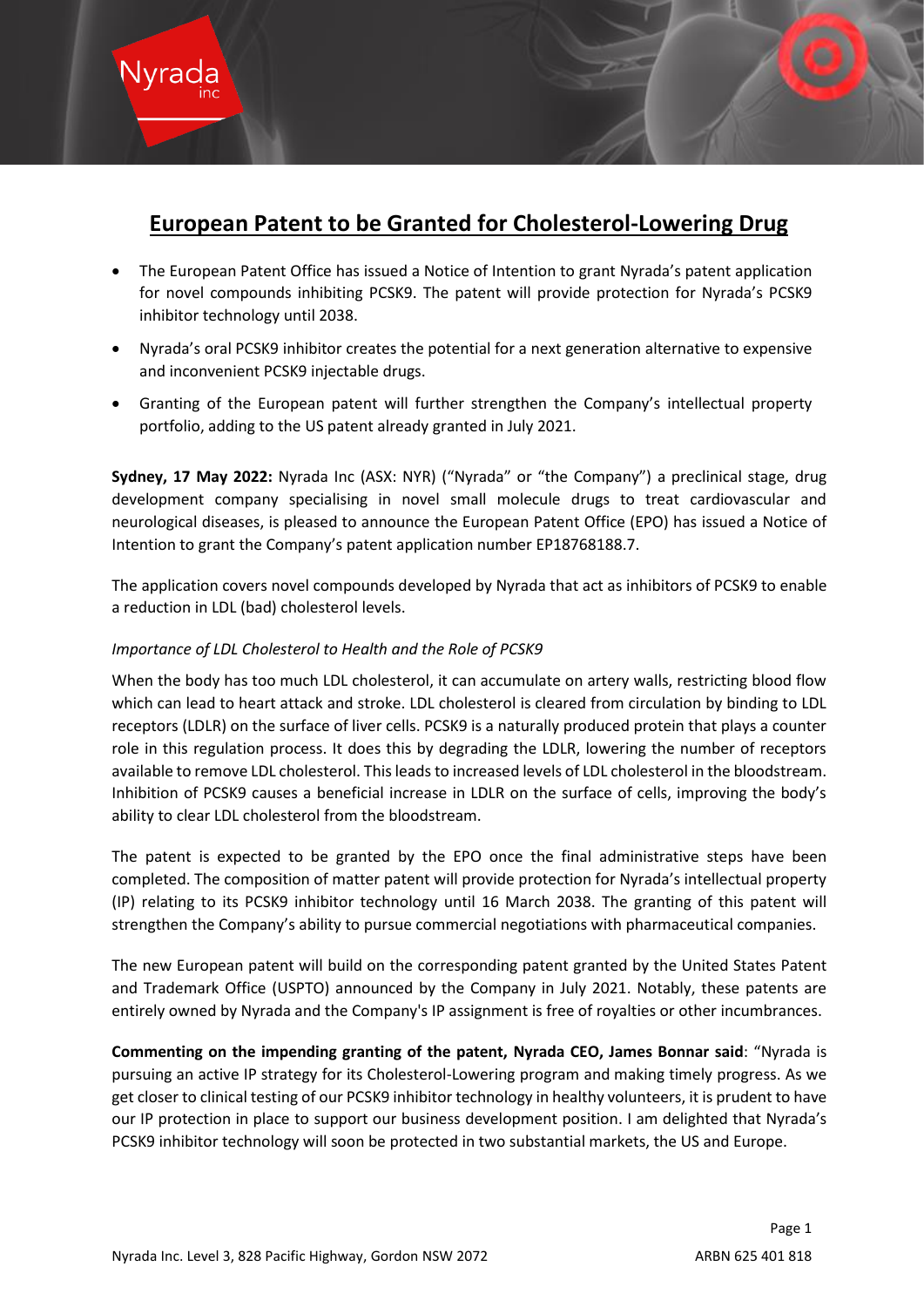# European Patent to be Granted for Cholesterol-Lowering Drug

- The European Patent Office has issued a Notice of Intention to grant Nyrada's patent application for novel compounds inhibiting PCSK9. The patent will provide protection for Nyrada's PCSK9 inhibitor technology until 2038.
- Nyrada's oral PCSK9 inhibitor creates the potential for a next generation alternative to expensive and inconvenient PCSK9 injectable drugs.
- Granting of the European patent will further strengthen the Company's intellectual property portfolio, adding to the US patent already granted in July 2021.

**Sydney, 17 May 2022:** Nyrada Inc (ASX: NYR) ("Nyrada" or "the Company") a preclinical stage, drug development company specialising in novel small molecule drugs to treat cardiovascular and neurological diseases, is pleased to announce the European Patent Office (EPO) has issued a Notice of Intention to grant the Company's patent application number EP18768188.7.

The application covers novel compounds developed by Nyrada that act as inhibitors of PCSK9 to enable a reduction in LDL (bad) cholesterol levels.

*Importance of LDL Cholesterol to Health and the Role of PCSK9*

When the body has too much LDL cholesterol, it can accumulate on artery walls, restricting blood flow which can lead to heart attack and stroke. LDL cholesterol is cleared from circulation by binding to LDL receptors (LDLR) on the surface of liver cells. PCSK9 is a naturally produced protein that plays a counter role in this regulation process. It does this by degrading the LDLR, lowering the number of receptors available to remove LDL cholesterol. This leads to increased levels of LDL cholesterol in the bloodstream. Inhibition of PCSK9 causes a beneficial increase in LDLR on the surface of cells, improving the body's ability to clear LDL cholesterol from the bloodstream.

The patent is expected to be granted by the EPO once the final administrative steps have been completed. The composition of matter patent will provide protection for Nyrada's intellectual property (IP) relating to its PCSK9 inhibitor technology until 16 March 2038. The granting of this patent will strengthen the Company's ability to pursue commercial negotiations with pharmaceutical companies.

The new European patent will build on the corresponding patent granted by the United States Patent and Trademark Office (USPTO) announced by the Company in July 2021. Notably, these patents are entirely owned by Nyrada and the Company's IP assignment is free of royalties or other incumbrances.

**Commenting on the impending granting of the patent, Nyrada CEO, James Bonnar said**: "Nyrada is pursuing an active IP strategy for its Cholesterol-Lowering program and making timely progress. As we get closer to clinical testing of our PCSK9 inhibitor technology in healthy volunteers, it is prudent to have our IP protection in place to support our business development position. I am delighted that Nyrada's PCSK9 inhibitor technology will soon be protected in two substantial markets, the US and Europe.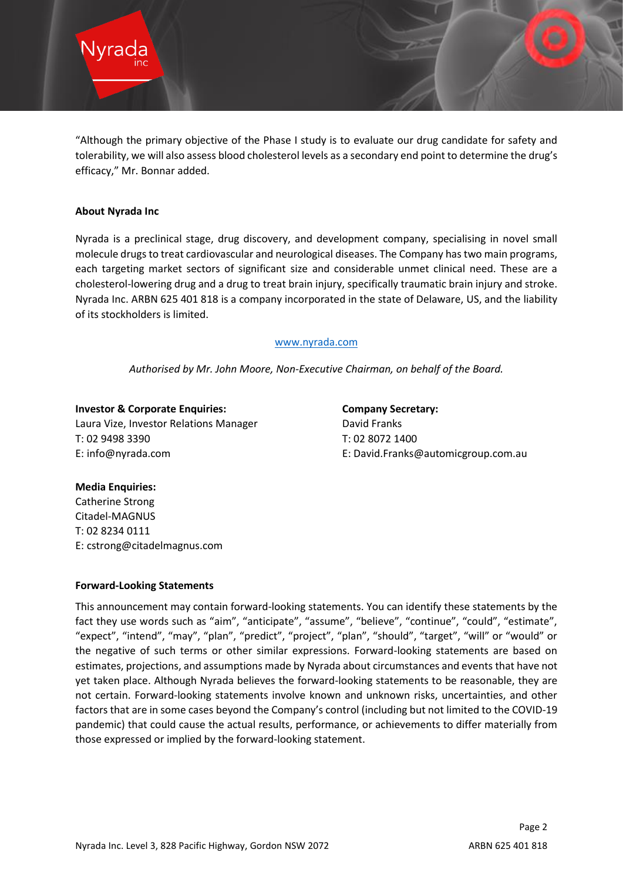"Although the primary objective of the Phase I study is to evaluate our drug candidate for safety and tolerability, we will also assess blood cholesterol levels as a secondary end point to determine the drug's efficacy," Mr. Bonnar added.

**About Nyrada Inc**

Nyrada is a preclinical stage, drug discovery, and development company, specialising in novel small molecule drugs to treat cardiovascular and neurological diseases. The Company has two main programs, each targeting market sectors of significant size and considerable unmet clinical need. These are a cholesterol-lowering drug and a drug to treat brain injury, specifically traumatic brain injury and stroke. Nyrada Inc. ARBN 625 401 818 is a company incorporated in the state of Delaware, US, and the liability of its stockholders is limited.

www.nyrada.com

*Authorised by Mr. John Moore, Non-Executive Chairman, on behalf of the Board.*

**Investor & Corporate Enquiries:**
Laura Vize, Investor Relations Manager
T: 02 9498 3390
E: info@nyrada.com

**Company Secretary:**
David Franks
T: 02 8072 1400
E: David.Franks@automicgroup.com.au

**Media Enquiries:**
Catherine Strong
Citadel-MAGNUS
T: 02 8234 0111
E: cstrong@citadelmagnus.com

**Forward-Looking Statements**

This announcement may contain forward-looking statements. You can identify these statements by the fact they use words such as "aim", "anticipate", "assume", "believe", "continue", "could", "estimate", "expect", "intend", "may", "plan", "predict", "project", "plan", "should", "target", "will" or "would" or the negative of such terms or other similar expressions. Forward-looking statements are based on estimates, projections, and assumptions made by Nyrada about circumstances and events that have not yet taken place. Although Nyrada believes the forward-looking statements to be reasonable, they are not certain. Forward-looking statements involve known and unknown risks, uncertainties, and other factors that are in some cases beyond the Company's control (including but not limited to the COVID-19 pandemic) that could cause the actual results, performance, or achievements to differ materially from those expressed or implied by the forward-looking statement.